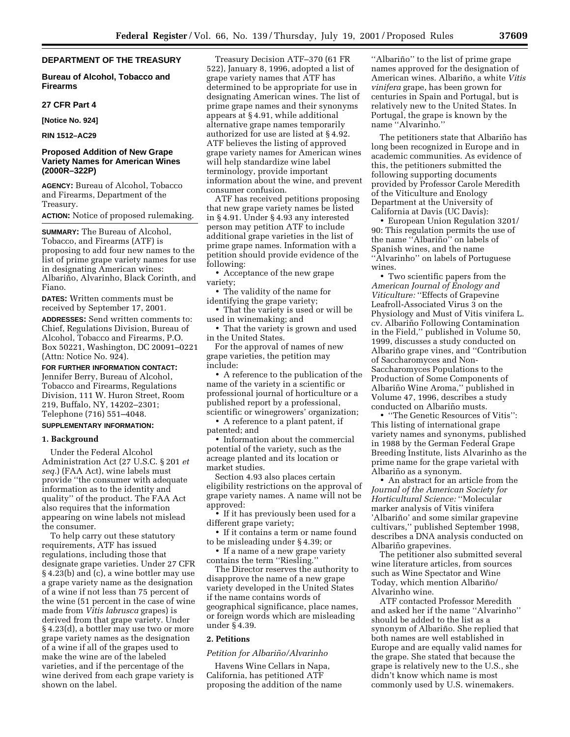**DEPARTMENT OF THE TREASURY**

**Bureau of Alcohol, Tobacco and Firearms**

**27 CFR Part 4**

**[Notice No. 924]**

**RIN 1512–AC29**

## Proposed Addition of New Grape Variety Names for American Wines (2000R–322P)

**AGENCY:** Bureau of Alcohol, Tobacco and Firearms, Department of the Treasury.

**ACTION:** Notice of proposed rulemaking.

**SUMMARY:** The Bureau of Alcohol, Tobacco, and Firearms (ATF) is proposing to add four new names to the list of prime grape variety names for use in designating American wines: Albariño, Alvarinho, Black Corinth, and Fiano.

**DATES:** Written comments must be received by September 17, 2001.

**ADDRESSES:** Send written comments to: Chief, Regulations Division, Bureau of Alcohol, Tobacco and Firearms, P.O. Box 50221, Washington, DC 20091–0221 (Attn: Notice No. 924).

**FOR FURTHER INFORMATION CONTACT:** Jennifer Berry, Bureau of Alcohol, Tobacco and Firearms, Regulations Division, 111 W. Huron Street, Room 219, Buffalo, NY, 14202–2301; Telephone (716) 551–4048.

**SUPPLEMENTARY INFORMATION:**

### 1. Background

Under the Federal Alcohol Administration Act (27 U.S.C. § 201 *et seq.*) (FAA Act), wine labels must provide ''the consumer with adequate information as to the identity and quality'' of the product. The FAA Act also requires that the information appearing on wine labels not mislead the consumer.

To help carry out these statutory requirements, ATF has issued regulations, including those that designate grape varieties. Under 27 CFR § 4.23(b) and (c), a wine bottler may use a grape variety name as the designation of a wine if not less than 75 percent of the wine (51 percent in the case of wine made from *Vitis labrusca* grapes) is derived from that grape variety. Under § 4.23(d), a bottler may use two or more grape variety names as the designation of a wine if all of the grapes used to make the wine are of the labeled varieties, and if the percentage of the wine derived from each grape variety is shown on the label.

Treasury Decision ATF–370 (61 FR 522), January 8, 1996, adopted a list of grape variety names that ATF has determined to be appropriate for use in designating American wines. The list of prime grape names and their synonyms appears at § 4.91, while additional alternative grape names temporarily authorized for use are listed at § 4.92. ATF believes the listing of approved grape variety names for American wines will help standardize wine label terminology, provide important information about the wine, and prevent consumer confusion.

ATF has received petitions proposing that new grape variety names be listed in § 4.91. Under § 4.93 any interested person may petition ATF to include additional grape varieties in the list of prime grape names. Information with a petition should provide evidence of the following:

- Acceptance of the new grape variety;
- The validity of the name for identifying the grape variety;
- That the variety is used or will be used in winemaking; and
- That the variety is grown and used in the United States.

For the approval of names of new grape varieties, the petition may include:

- A reference to the publication of the name of the variety in a scientific or professional journal of horticulture or a published report by a professional, scientific or winegrowers' organization;
- A reference to a plant patent, if patented; and
- Information about the commercial potential of the variety, such as the acreage planted and its location or market studies.

Section 4.93 also places certain eligibility restrictions on the approval of grape variety names. A name will not be approved:

- If it has previously been used for a different grape variety;
- If it contains a term or name found to be misleading under § 4.39; or
- If a name of a new grape variety contains the term ''Riesling.''

The Director reserves the authority to disapprove the name of a new grape variety developed in the United States if the name contains words of geographical significance, place names, or foreign words which are misleading under § 4.39.

### 2. Petitions

*Petition for Albariño/Alvarinho*

Havens Wine Cellars in Napa, California, has petitioned ATF proposing the addition of the name ''Albariño'' to the list of prime grape names approved for the designation of American wines. Albariño, a white *Vitis vinifera* grape, has been grown for centuries in Spain and Portugal, but is relatively new to the United States. In Portugal, the grape is known by the name ''Alvarinho.''

The petitioners state that Albariño has long been recognized in Europe and in academic communities. As evidence of this, the petitioners submitted the following supporting documents provided by Professor Carole Meredith of the Viticulture and Enology Department at the University of California at Davis (UC Davis):

- European Union Regulation 3201/90: This regulation permits the use of the name ''Albariño'' on labels of Spanish wines, and the name ''Alvarinho'' on labels of Portuguese wines.
- Two scientific papers from the *American Journal of Enology and Viticulture:* ''Effects of Grapevine Leafroll-Associated Virus 3 on the Physiology and Must of Vitis vinifera L. cv. Albariño Following Contamination in the Field,'' published in Volume 50, 1999, discusses a study conducted on Albariño grape vines, and ''Contribution of Saccharomyces and Non-Saccharomyces Populations to the Production of Some Components of Albariño Wine Aroma,'' published in Volume 47, 1996, describes a study conducted on Albariño musts.
- ''The Genetic Resources of Vitis'': This listing of international grape variety names and synonyms, published in 1988 by the German Federal Grape Breeding Institute, lists Alvarinho as the prime name for the grape varietal with Albariño as a synonym.
- An abstract for an article from the *Journal of the American Society for Horticultural Science:* ''Molecular marker analysis of Vitis vinifera 'Albariño' and some similar grapevine cultivars,'' published September 1998, describes a DNA analysis conducted on Albariño grapevines.

The petitioner also submitted several wine literature articles, from sources such as Wine Spectator and Wine Today, which mention Albariño/Alvarinho wine.

ATF contacted Professor Meredith and asked her if the name ''Alvarinho'' should be added to the list as a synonym of Albariño. She replied that both names are well established in Europe and are equally valid names for the grape. She stated that because the grape is relatively new to the U.S., she didn't know which name is most commonly used by U.S. winemakers.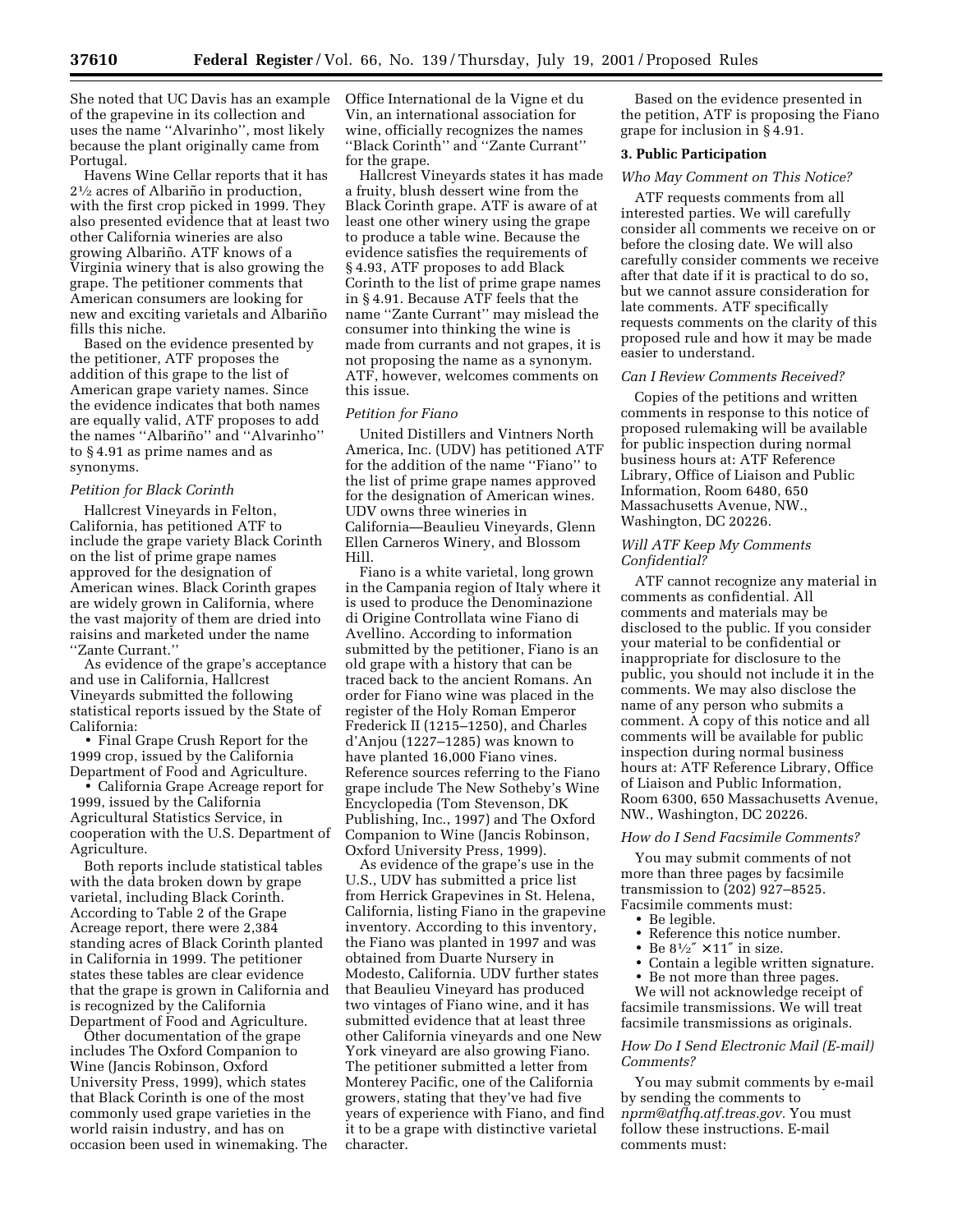She noted that UC Davis has an example of the grapevine in its collection and uses the name ''Alvarinho'', most likely because the plant originally came from Portugal.

Havens Wine Cellar reports that it has 2½ acres of Albariño in production, with the first crop picked in 1999. They also presented evidence that at least two other California wineries are also growing Albariño. ATF knows of a Virginia winery that is also growing the grape. The petitioner comments that American consumers are looking for new and exciting varietals and Albariño fills this niche.

Based on the evidence presented by the petitioner, ATF proposes the addition of this grape to the list of American grape variety names. Since the evidence indicates that both names are equally valid, ATF proposes to add the names ''Albariño'' and ''Alvarinho'' to § 4.91 as prime names and as synonyms.

*Petition for Black Corinth*

Hallcrest Vineyards in Felton, California, has petitioned ATF to include the grape variety Black Corinth on the list of prime grape names approved for the designation of American wines. Black Corinth grapes are widely grown in California, where the vast majority of them are dried into raisins and marketed under the name ''Zante Currant.''

As evidence of the grape's acceptance and use in California, Hallcrest Vineyards submitted the following statistical reports issued by the State of California:

- Final Grape Crush Report for the 1999 crop, issued by the California Department of Food and Agriculture.
- California Grape Acreage report for 1999, issued by the California Agricultural Statistics Service, in cooperation with the U.S. Department of Agriculture.

Both reports include statistical tables with the data broken down by grape varietal, including Black Corinth. According to Table 2 of the Grape Acreage report, there were 2,384 standing acres of Black Corinth planted in California in 1999. The petitioner states these tables are clear evidence that the grape is grown in California and is recognized by the California Department of Food and Agriculture.

Other documentation of the grape includes The Oxford Companion to Wine (Jancis Robinson, Oxford University Press, 1999), which states that Black Corinth is one of the most commonly used grape varieties in the world raisin industry, and has on occasion been used in winemaking. The Office International de la Vigne et du Vin, an international association for wine, officially recognizes the names ''Black Corinth'' and ''Zante Currant'' for the grape.

Hallcrest Vineyards states it has made a fruity, blush dessert wine from the Black Corinth grape. ATF is aware of at least one other winery using the grape to produce a table wine. Because the evidence satisfies the requirements of § 4.93, ATF proposes to add Black Corinth to the list of prime grape names in § 4.91. Because ATF feels that the name ''Zante Currant'' may mislead the consumer into thinking the wine is made from currants and not grapes, it is not proposing the name as a synonym. ATF, however, welcomes comments on this issue.

*Petition for Fiano*

United Distillers and Vintners North America, Inc. (UDV) has petitioned ATF for the addition of the name ''Fiano'' to the list of prime grape names approved for the designation of American wines. UDV owns three wineries in California—Beaulieu Vineyards, Glenn Ellen Carneros Winery, and Blossom Hill.

Fiano is a white varietal, long grown in the Campania region of Italy where it is used to produce the Denominazione di Origine Controllata wine Fiano di Avellino. According to information submitted by the petitioner, Fiano is an old grape with a history that can be traced back to the ancient Romans. An order for Fiano wine was placed in the register of the Holy Roman Emperor Frederick II (1215–1250), and Charles d'Anjou (1227–1285) was known to have planted 16,000 Fiano vines. Reference sources referring to the Fiano grape include The New Sotheby's Wine Encyclopedia (Tom Stevenson, DK Publishing, Inc., 1997) and The Oxford Companion to Wine (Jancis Robinson, Oxford University Press, 1999).

As evidence of the grape's use in the U.S., UDV has submitted a price list from Herrick Grapevines in St. Helena, California, listing Fiano in the grapevine inventory. According to this inventory, the Fiano was planted in 1997 and was obtained from Duarte Nursery in Modesto, California. UDV further states that Beaulieu Vineyard has produced two vintages of Fiano wine, and it has submitted evidence that at least three other California vineyards and one New York vineyard are also growing Fiano. The petitioner submitted a letter from Monterey Pacific, one of the California growers, stating that they've had five years of experience with Fiano, and find it to be a grape with distinctive varietal character.

Based on the evidence presented in the petition, ATF is proposing the Fiano grape for inclusion in § 4.91.

### 3. Public Participation

*Who May Comment on This Notice?*

ATF requests comments from all interested parties. We will carefully consider all comments we receive on or before the closing date. We will also carefully consider comments we receive after that date if it is practical to do so, but we cannot assure consideration for late comments. ATF specifically requests comments on the clarity of this proposed rule and how it may be made easier to understand.

*Can I Review Comments Received?*

Copies of the petitions and written comments in response to this notice of proposed rulemaking will be available for public inspection during normal business hours at: ATF Reference Library, Office of Liaison and Public Information, Room 6480, 650 Massachusetts Avenue, NW., Washington, DC 20226.

*Will ATF Keep My Comments Confidential?*

ATF cannot recognize any material in comments as confidential. All comments and materials may be disclosed to the public. If you consider your material to be confidential or inappropriate for disclosure to the public, you should not include it in the comments. We may also disclose the name of any person who submits a comment. A copy of this notice and all comments will be available for public inspection during normal business hours at: ATF Reference Library, Office of Liaison and Public Information, Room 6300, 650 Massachusetts Avenue, NW., Washington, DC 20226.

*How do I Send Facsimile Comments?*

You may submit comments of not more than three pages by facsimile transmission to (202) 927–8525. Facsimile comments must:

- Be legible.
- Reference this notice number.
- Be 8½″ × 11″ in size.
- Contain a legible written signature.
- Be not more than three pages.

We will not acknowledge receipt of facsimile transmissions. We will treat facsimile transmissions as originals.

*How Do I Send Electronic Mail (E-mail) Comments?*

You may submit comments by e-mail by sending the comments to *nprm@atfhq.atf.treas.gov.* You must follow these instructions. E-mail comments must: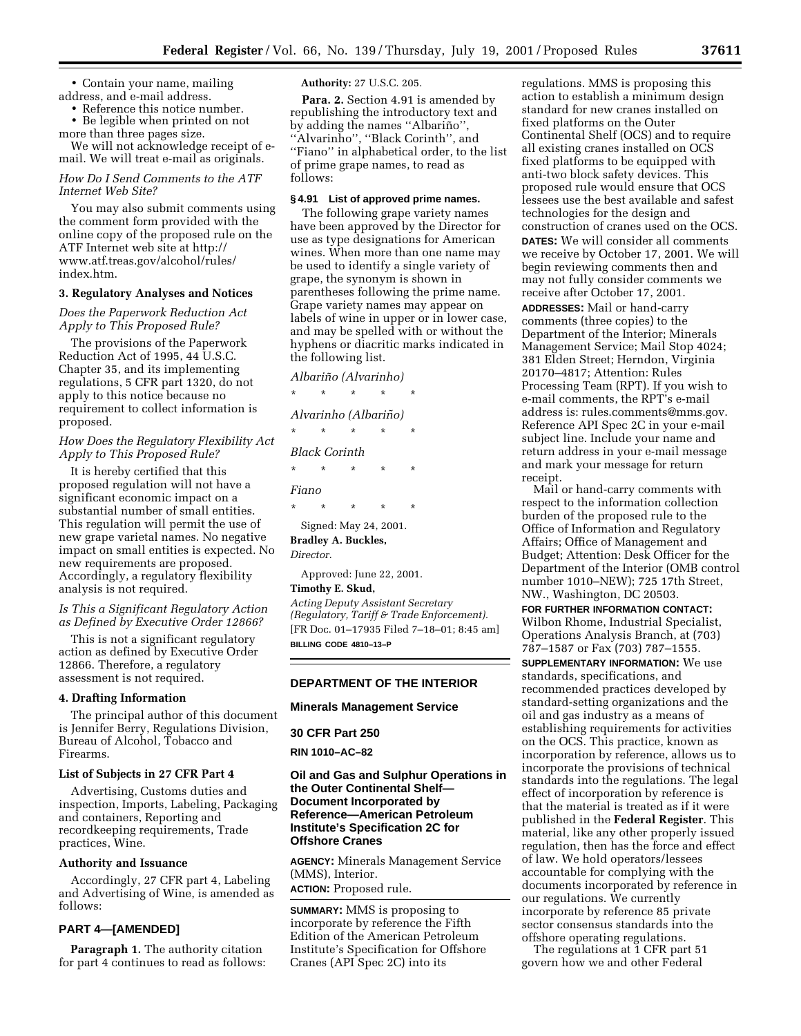• Contain your name, mailing address, and e-mail address.

• Reference this notice number.

• Be legible when printed on not more than three pages size.

We will not acknowledge receipt of e-mail. We will treat e-mail as originals.

*How Do I Send Comments to the ATF Internet Web Site?*

You may also submit comments using the comment form provided with the online copy of the proposed rule on the ATF Internet web site at http://www.atf.treas.gov/alcohol/rules/index.htm.

### 3. Regulatory Analyses and Notices

*Does the Paperwork Reduction Act Apply to This Proposed Rule?*

The provisions of the Paperwork Reduction Act of 1995, 44 U.S.C. Chapter 35, and its implementing regulations, 5 CFR part 1320, do not apply to this notice because no requirement to collect information is proposed.

*How Does the Regulatory Flexibility Act Apply to This Proposed Rule?*

It is hereby certified that this proposed regulation will not have a significant economic impact on a substantial number of small entities. This regulation will permit the use of new grape varietal names. No negative impact on small entities is expected. No new requirements are proposed. Accordingly, a regulatory flexibility analysis is not required.

*Is This a Significant Regulatory Action as Defined by Executive Order 12866?*

This is not a significant regulatory action as defined by Executive Order 12866. Therefore, a regulatory assessment is not required.

### 4. Drafting Information

The principal author of this document is Jennifer Berry, Regulations Division, Bureau of Alcohol, Tobacco and Firearms.

### List of Subjects in 27 CFR Part 4

Advertising, Customs duties and inspection, Imports, Labeling, Packaging and containers, Reporting and recordkeeping requirements, Trade practices, Wine.

### Authority and Issuance

Accordingly, 27 CFR part 4, Labeling and Advertising of Wine, is amended as follows:

## PART 4—[AMENDED]

**Paragraph 1.** The authority citation for part 4 continues to read as follows:

**Authority:** 27 U.S.C. 205.

**Para. 2.** Section 4.91 is amended by republishing the introductory text and by adding the names ''Albariño'', ''Alvarinho'', ''Black Corinth'', and ''Fiano'' in alphabetical order, to the list of prime grape names, to read as follows:

**§ 4.91 List of approved prime names.**

The following grape variety names have been approved by the Director for use as type designations for American wines. When more than one name may be used to identify a single variety of grape, the synonym is shown in parentheses following the prime name. Grape variety names may appear on labels of wine in upper or in lower case, and may be spelled with or without the hyphens or diacritic marks indicated in the following list.

*Albariño (Alvarinho)*

\* \* \* \* \*

*Alvarinho (Albariño)*

\* \* \* \* \*

*Black Corinth*

\* \* \* \* \*

*Fiano*

\* \* \* \* \*

Signed: May 24, 2001.

**Bradley A. Buckles,**

*Director.*

Approved: June 22, 2001.

**Timothy E. Skud,**

*Acting Deputy Assistant Secretary (Regulatory, Tariff & Trade Enforcement).*

[FR Doc. 01–17935 Filed 7–18–01; 8:45 am]

**BILLING CODE 4810–13–P**

---

## DEPARTMENT OF THE INTERIOR

## Minerals Management Service

## 30 CFR Part 250

**RIN 1010–AC–82**

## Oil and Gas and Sulphur Operations in the Outer Continental Shelf—Document Incorporated by Reference—American Petroleum Institute's Specification 2C for Offshore Cranes

**AGENCY:** Minerals Management Service (MMS), Interior.

**ACTION:** Proposed rule.

**SUMMARY:** MMS is proposing to incorporate by reference the Fifth Edition of the American Petroleum Institute's Specification for Offshore Cranes (API Spec 2C) into its regulations. MMS is proposing this action to establish a minimum design standard for new cranes installed on fixed platforms on the Outer Continental Shelf (OCS) and to require all existing cranes installed on OCS fixed platforms to be equipped with anti-two block safety devices. This proposed rule would ensure that OCS lessees use the best available and safest technologies for the design and construction of cranes used on the OCS.

**DATES:** We will consider all comments we receive by October 17, 2001. We will begin reviewing comments then and may not fully consider comments we receive after October 17, 2001.

**ADDRESSES:** Mail or hand-carry comments (three copies) to the Department of the Interior; Minerals Management Service; Mail Stop 4024; 381 Elden Street; Herndon, Virginia 20170–4817; Attention: Rules Processing Team (RPT). If you wish to e-mail comments, the RPT's e-mail address is: rules.comments@mms.gov. Reference API Spec 2C in your e-mail subject line. Include your name and return address in your e-mail message and mark your message for return receipt.

Mail or hand-carry comments with respect to the information collection burden of the proposed rule to the Office of Information and Regulatory Affairs; Office of Management and Budget; Attention: Desk Officer for the Department of the Interior (OMB control number 1010–NEW); 725 17th Street, NW., Washington, DC 20503.

**FOR FURTHER INFORMATION CONTACT:** Wilbon Rhome, Industrial Specialist, Operations Analysis Branch, at (703) 787–1587 or Fax (703) 787–1555.

**SUPPLEMENTARY INFORMATION:** We use standards, specifications, and recommended practices developed by standard-setting organizations and the oil and gas industry as a means of establishing requirements for activities on the OCS. This practice, known as incorporation by reference, allows us to incorporate the provisions of technical standards into the regulations. The legal effect of incorporation by reference is that the material is treated as if it were published in the **Federal Register**. This material, like any other properly issued regulation, then has the force and effect of law. We hold operators/lessees accountable for complying with the documents incorporated by reference in our regulations. We currently incorporate by reference 85 private sector consensus standards into the offshore operating regulations.

The regulations at 1 CFR part 51 govern how we and other Federal